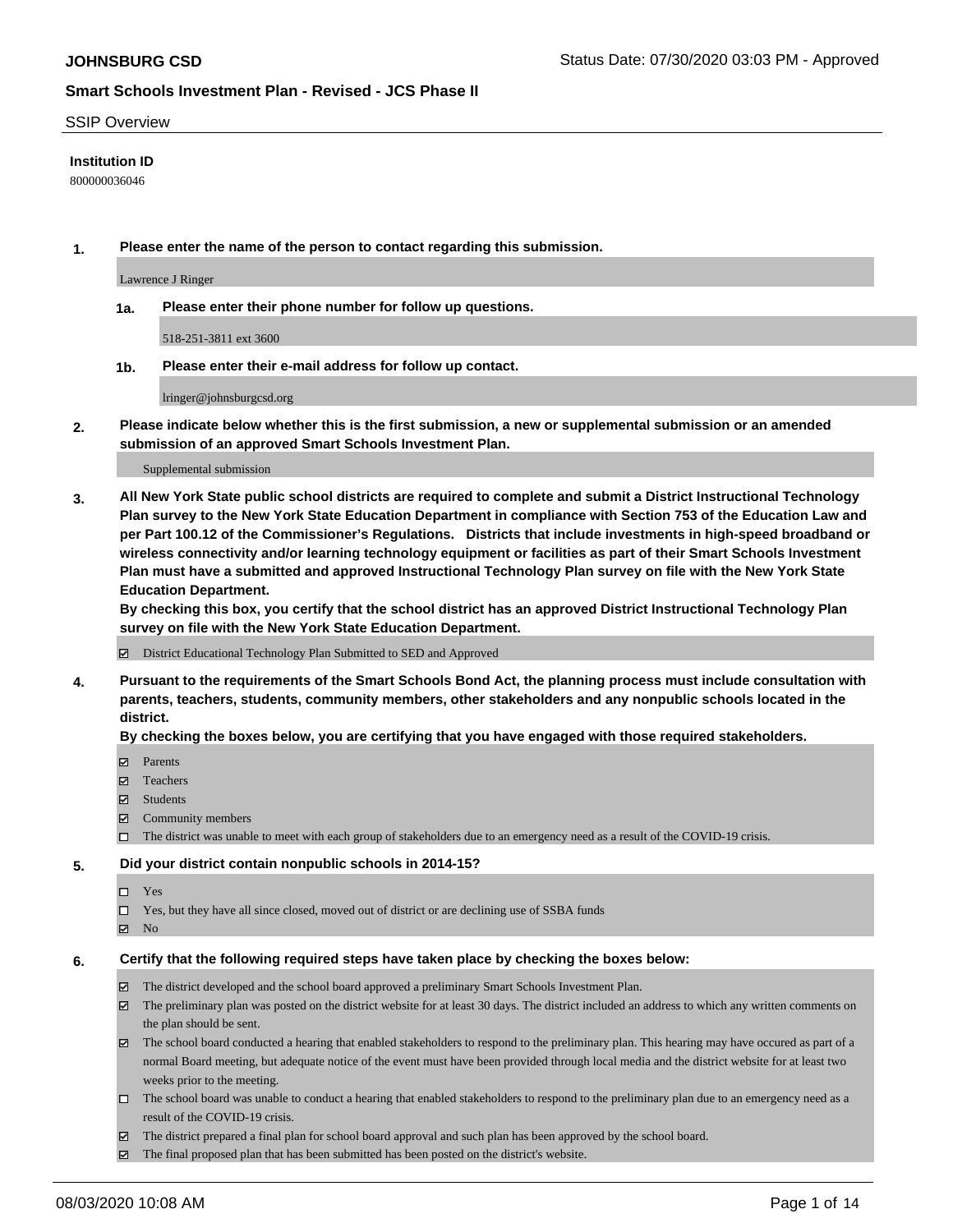**JOHNSBURG CSD**

Status Date: 07/30/2020 03:03 PM - Approved

## Smart Schools Investment Plan - Revised - JCS Phase II

SSIP Overview

**Institution ID**

800000036046

**1. Please enter the name of the person to contact regarding this submission.**

Lawrence J Ringer

**1a. Please enter their phone number for follow up questions.**

518-251-3811 ext 3600

**1b. Please enter their e-mail address for follow up contact.**

lringer@johnsburgcsd.org

**2. Please indicate below whether this is the first submission, a new or supplemental submission or an amended submission of an approved Smart Schools Investment Plan.**

Supplemental submission

**3. All New York State public school districts are required to complete and submit a District Instructional Technology Plan survey to the New York State Education Department in compliance with Section 753 of the Education Law and per Part 100.12 of the Commissioner's Regulations. Districts that include investments in high-speed broadband or wireless connectivity and/or learning technology equipment or facilities as part of their Smart Schools Investment Plan must have a submitted and approved Instructional Technology Plan survey on file with the New York State Education Department.**
**By checking this box, you certify that the school district has an approved District Instructional Technology Plan survey on file with the New York State Education Department.**

☑ District Educational Technology Plan Submitted to SED and Approved

**4. Pursuant to the requirements of the Smart Schools Bond Act, the planning process must include consultation with parents, teachers, students, community members, other stakeholders and any nonpublic schools located in the district.**
**By checking the boxes below, you are certifying that you have engaged with those required stakeholders.**

- ☑ Parents
- ☑ Teachers
- ☑ Students
- ☑ Community members
- ☐ The district was unable to meet with each group of stakeholders due to an emergency need as a result of the COVID-19 crisis.

**5. Did your district contain nonpublic schools in 2014-15?**

- ☐ Yes
- ☐ Yes, but they have all since closed, moved out of district or are declining use of SSBA funds
- ☑ No

**6. Certify that the following required steps have taken place by checking the boxes below:**

- ☑ The district developed and the school board approved a preliminary Smart Schools Investment Plan.
- ☑ The preliminary plan was posted on the district website for at least 30 days. The district included an address to which any written comments on the plan should be sent.
- ☑ The school board conducted a hearing that enabled stakeholders to respond to the preliminary plan. This hearing may have occured as part of a normal Board meeting, but adequate notice of the event must have been provided through local media and the district website for at least two weeks prior to the meeting.
- ☐ The school board was unable to conduct a hearing that enabled stakeholders to respond to the preliminary plan due to an emergency need as a result of the COVID-19 crisis.
- ☑ The district prepared a final plan for school board approval and such plan has been approved by the school board.
- ☑ The final proposed plan that has been submitted has been posted on the district's website.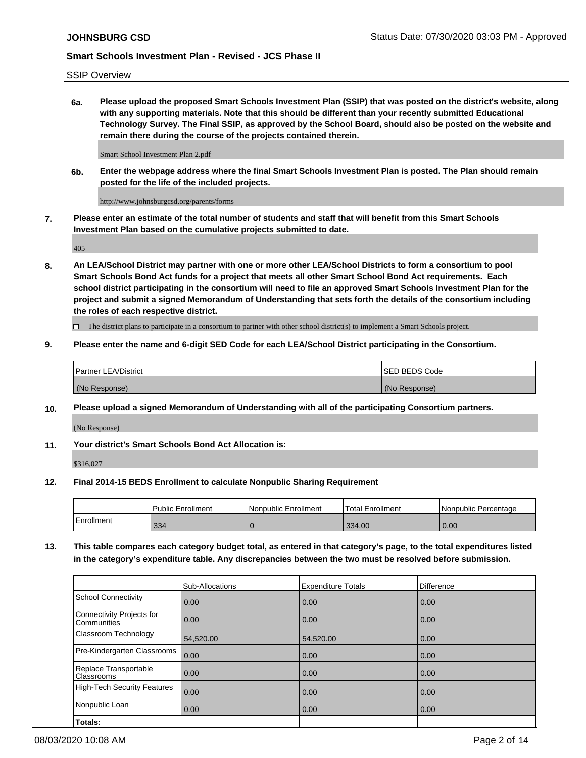SSIP Overview

**6a. Please upload the proposed Smart Schools Investment Plan (SSIP) that was posted on the district's website, along with any supporting materials. Note that this should be different than your recently submitted Educational Technology Survey. The Final SSIP, as approved by the School Board, should also be posted on the website and remain there during the course of the projects contained therein.**

Smart School Investment Plan 2.pdf

**6b. Enter the webpage address where the final Smart Schools Investment Plan is posted. The Plan should remain posted for the life of the included projects.**

http://www.johnsburgcsd.org/parents/forms

**7. Please enter an estimate of the total number of students and staff that will benefit from this Smart Schools Investment Plan based on the cumulative projects submitted to date.**

405

**8. An LEA/School District may partner with one or more other LEA/School Districts to form a consortium to pool Smart Schools Bond Act funds for a project that meets all other Smart School Bond Act requirements. Each school district participating in the consortium will need to file an approved Smart Schools Investment Plan for the project and submit a signed Memorandum of Understanding that sets forth the details of the consortium including the roles of each respective district.**

☐ The district plans to participate in a consortium to partner with other school district(s) to implement a Smart Schools project.

**9. Please enter the name and 6-digit SED Code for each LEA/School District participating in the Consortium.**

| Partner LEA/District | SED BEDS Code |
|---|---|
| (No Response) | (No Response) |

**10. Please upload a signed Memorandum of Understanding with all of the participating Consortium partners.**

(No Response)

**11. Your district's Smart Schools Bond Act Allocation is:**

$316,027

**12. Final 2014-15 BEDS Enrollment to calculate Nonpublic Sharing Requirement**

| | Public Enrollment | Nonpublic Enrollment | Total Enrollment | Nonpublic Percentage |
|---|---|---|---|---|
| Enrollment | 334 | 0 | 334.00 | 0.00 |

**13. This table compares each category budget total, as entered in that category's page, to the total expenditures listed in the category's expenditure table. Any discrepancies between the two must be resolved before submission.**

| | Sub-Allocations | Expenditure Totals | Difference |
|---|---|---|---|
| School Connectivity | 0.00 | 0.00 | 0.00 |
| Connectivity Projects for Communities | 0.00 | 0.00 | 0.00 |
| Classroom Technology | 54,520.00 | 54,520.00 | 0.00 |
| Pre-Kindergarten Classrooms | 0.00 | 0.00 | 0.00 |
| Replace Transportable Classrooms | 0.00 | 0.00 | 0.00 |
| High-Tech Security Features | 0.00 | 0.00 | 0.00 |
| Nonpublic Loan | 0.00 | 0.00 | 0.00 |
| **Totals:** | | | |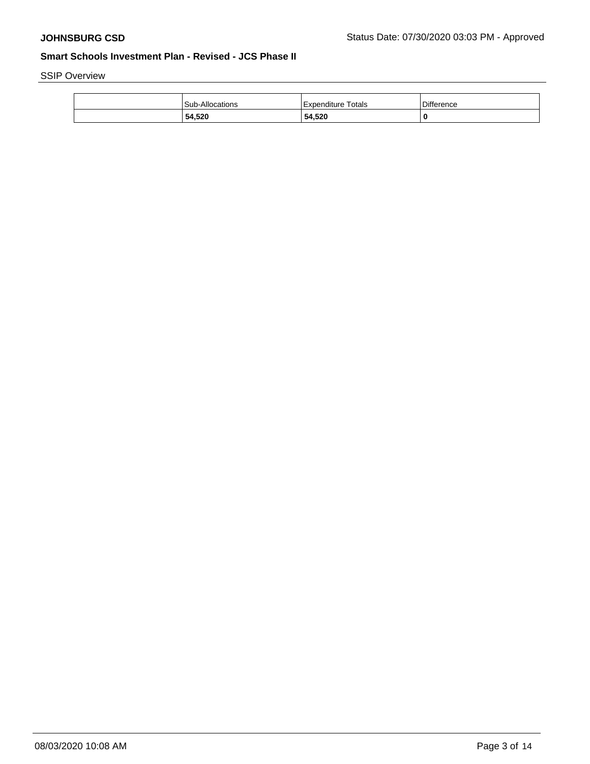SSIP Overview

| | Sub-Allocations | Expenditure Totals | Difference |
|---|---|---|---|
| | **54,520** | **54,520** | **0** |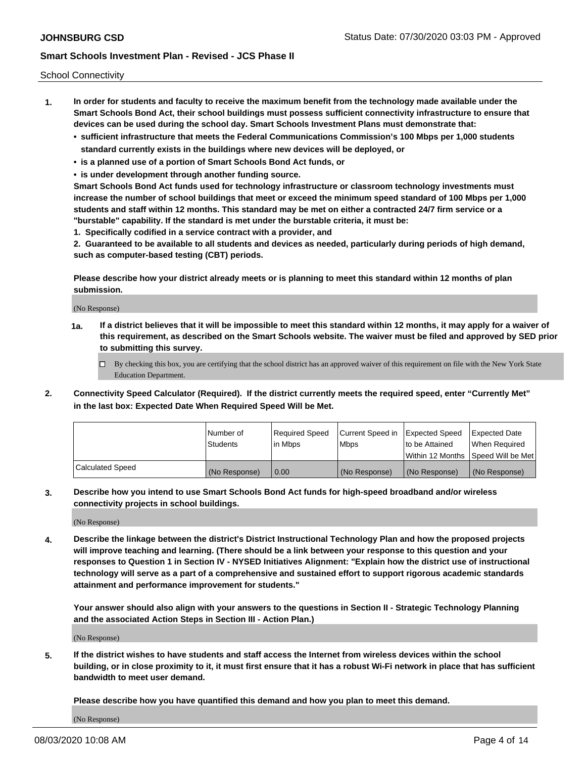School Connectivity

1. **In order for students and faculty to receive the maximum benefit from the technology made available under the Smart Schools Bond Act, their school buildings must possess sufficient connectivity infrastructure to ensure that devices can be used during the school day. Smart Schools Investment Plans must demonstrate that:**
   - **sufficient infrastructure that meets the Federal Communications Commission's 100 Mbps per 1,000 students standard currently exists in the buildings where new devices will be deployed, or**
   - **is a planned use of a portion of Smart Schools Bond Act funds, or**
   - **is under development through another funding source.**

   **Smart Schools Bond Act funds used for technology infrastructure or classroom technology investments must increase the number of school buildings that meet or exceed the minimum speed standard of 100 Mbps per 1,000 students and staff within 12 months. This standard may be met on either a contracted 24/7 firm service or a "burstable" capability. If the standard is met under the burstable criteria, it must be:**

   **1. Specifically codified in a service contract with a provider, and**

   **2. Guaranteed to be available to all students and devices as needed, particularly during periods of high demand, such as computer-based testing (CBT) periods.**

   **Please describe how your district already meets or is planning to meet this standard within 12 months of plan submission.**

   (No Response)

   **1a. If a district believes that it will be impossible to meet this standard within 12 months, it may apply for a waiver of this requirement, as described on the Smart Schools website. The waiver must be filed and approved by SED prior to submitting this survey.**

   ☐ By checking this box, you are certifying that the school district has an approved waiver of this requirement on file with the New York State Education Department.

2. **Connectivity Speed Calculator (Required). If the district currently meets the required speed, enter "Currently Met" in the last box: Expected Date When Required Speed Will be Met.**

| | Number of Students | Required Speed in Mbps | Current Speed in Mbps | Expected Speed to be Attained Within 12 Months | Expected Date When Required Speed Will be Met |
|---|---|---|---|---|---|
| Calculated Speed | (No Response) | 0.00 | (No Response) | (No Response) | (No Response) |

3. **Describe how you intend to use Smart Schools Bond Act funds for high-speed broadband and/or wireless connectivity projects in school buildings.**

   (No Response)

4. **Describe the linkage between the district's District Instructional Technology Plan and how the proposed projects will improve teaching and learning. (There should be a link between your response to this question and your responses to Question 1 in Section IV - NYSED Initiatives Alignment: "Explain how the district use of instructional technology will serve as a part of a comprehensive and sustained effort to support rigorous academic standards attainment and performance improvement for students."**

   **Your answer should also align with your answers to the questions in Section II - Strategic Technology Planning and the associated Action Steps in Section III - Action Plan.)**

   (No Response)

5. **If the district wishes to have students and staff access the Internet from wireless devices within the school building, or in close proximity to it, it must first ensure that it has a robust Wi-Fi network in place that has sufficient bandwidth to meet user demand.**

   **Please describe how you have quantified this demand and how you plan to meet this demand.**

   (No Response)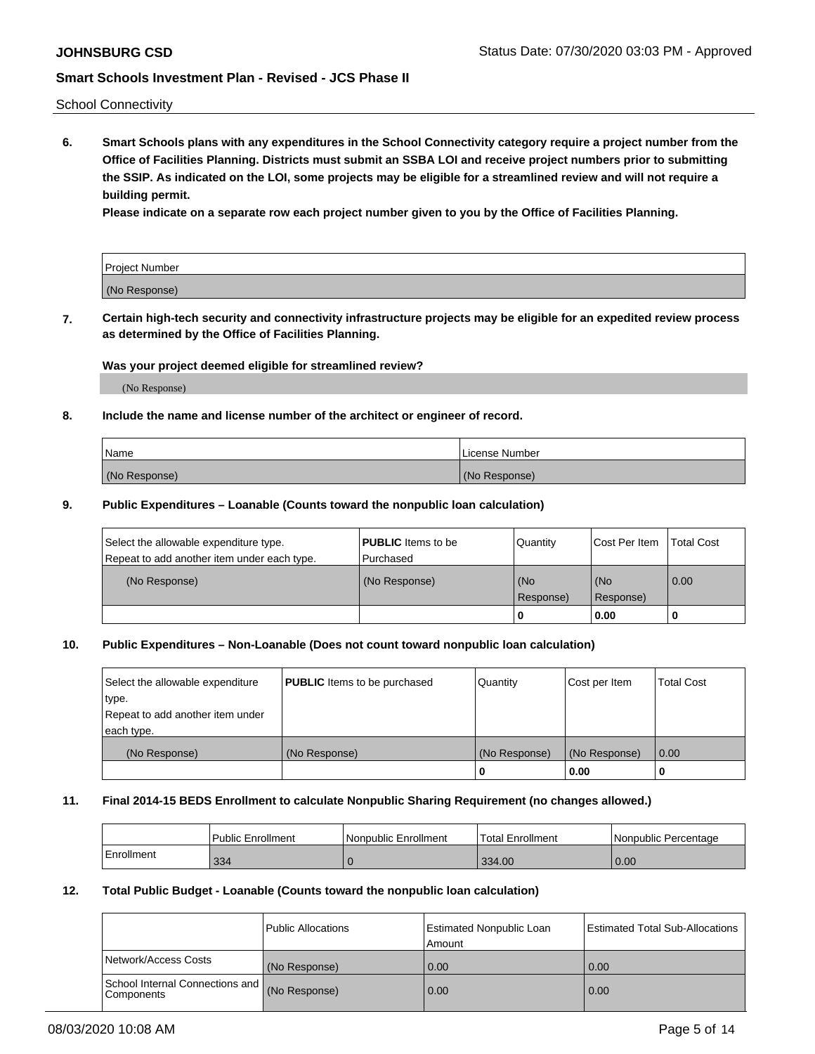School Connectivity

**6. Smart Schools plans with any expenditures in the School Connectivity category require a project number from the Office of Facilities Planning. Districts must submit an SSBA LOI and receive project numbers prior to submitting the SSIP. As indicated on the LOI, some projects may be eligible for a streamlined review and will not require a building permit.**

**Please indicate on a separate row each project number given to you by the Office of Facilities Planning.**

| Project Number |
|---|
| (No Response) |

**7. Certain high-tech security and connectivity infrastructure projects may be eligible for an expedited review process as determined by the Office of Facilities Planning.**

**Was your project deemed eligible for streamlined review?**

(No Response)

**8. Include the name and license number of the architect or engineer of record.**

| Name | License Number |
|---|---|
| (No Response) | (No Response) |

**9. Public Expenditures – Loanable (Counts toward the nonpublic loan calculation)**

| Select the allowable expenditure type. Repeat to add another item under each type. | **PUBLIC** Items to be Purchased | Quantity | Cost Per Item | Total Cost |
|---|---|---|---|---|
| (No Response) | (No Response) | (No Response) | (No Response) | 0.00 |
| | | 0 | 0.00 | 0 |

**10. Public Expenditures – Non-Loanable (Does not count toward nonpublic loan calculation)**

| Select the allowable expenditure type. Repeat to add another item under each type. | **PUBLIC** Items to be purchased | Quantity | Cost per Item | Total Cost |
|---|---|---|---|---|
| (No Response) | (No Response) | (No Response) | (No Response) | 0.00 |
| | | 0 | 0.00 | 0 |

**11. Final 2014-15 BEDS Enrollment to calculate Nonpublic Sharing Requirement (no changes allowed.)**

| | Public Enrollment | Nonpublic Enrollment | Total Enrollment | Nonpublic Percentage |
|---|---|---|---|---|
| Enrollment | 334 | 0 | 334.00 | 0.00 |

**12. Total Public Budget - Loanable (Counts toward the nonpublic loan calculation)**

| | Public Allocations | Estimated Nonpublic Loan Amount | Estimated Total Sub-Allocations |
|---|---|---|---|
| Network/Access Costs | (No Response) | 0.00 | 0.00 |
| School Internal Connections and Components | (No Response) | 0.00 | 0.00 |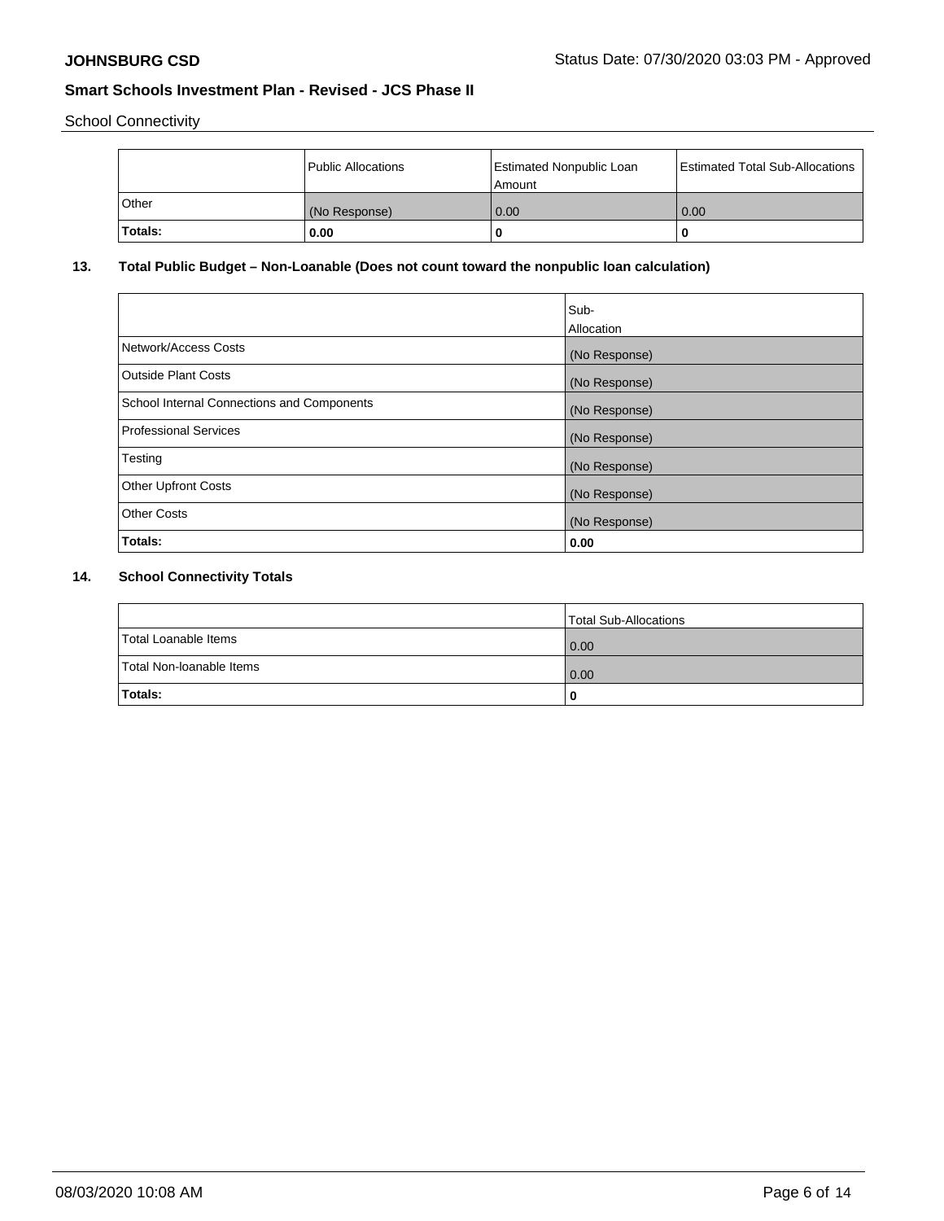School Connectivity

| | Public Allocations | Estimated Nonpublic Loan Amount | Estimated Total Sub-Allocations |
|---|---|---|---|
| Other | (No Response) | 0.00 | 0.00 |
| **Totals:** | **0.00** | **0** | **0** |

## 13. Total Public Budget – Non-Loanable (Does not count toward the nonpublic loan calculation)

| | Sub-Allocation |
|---|---|
| Network/Access Costs | (No Response) |
| Outside Plant Costs | (No Response) |
| School Internal Connections and Components | (No Response) |
| Professional Services | (No Response) |
| Testing | (No Response) |
| Other Upfront Costs | (No Response) |
| Other Costs | (No Response) |
| **Totals:** | **0.00** |

## 14. School Connectivity Totals

| | Total Sub-Allocations |
|---|---|
| Total Loanable Items | 0.00 |
| Total Non-loanable Items | 0.00 |
| **Totals:** | **0** |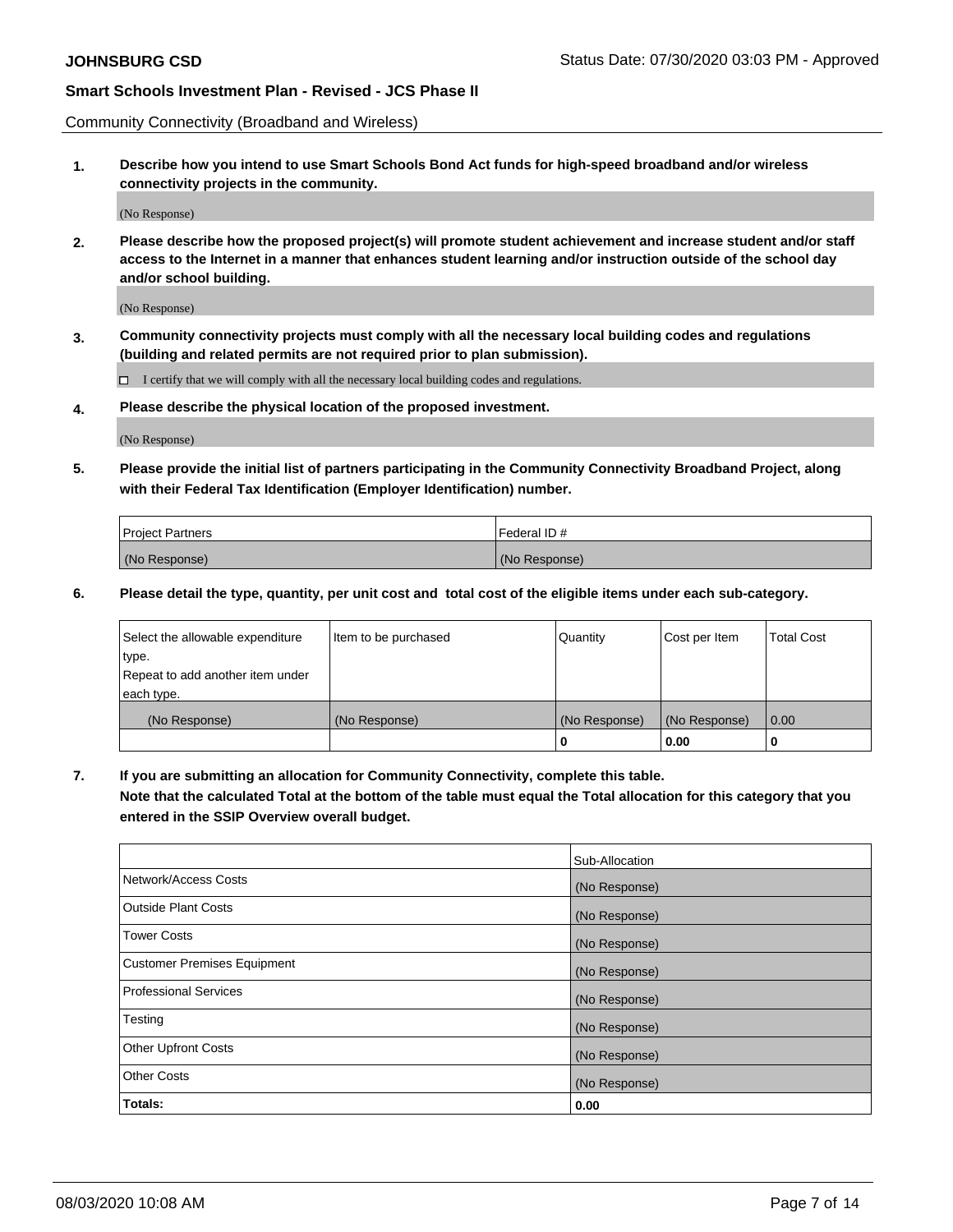Community Connectivity (Broadband and Wireless)

**1. Describe how you intend to use Smart Schools Bond Act funds for high-speed broadband and/or wireless connectivity projects in the community.**

(No Response)

**2. Please describe how the proposed project(s) will promote student achievement and increase student and/or staff access to the Internet in a manner that enhances student learning and/or instruction outside of the school day and/or school building.**

(No Response)

**3. Community connectivity projects must comply with all the necessary local building codes and regulations (building and related permits are not required prior to plan submission).**

☐ I certify that we will comply with all the necessary local building codes and regulations.

**4. Please describe the physical location of the proposed investment.**

(No Response)

**5. Please provide the initial list of partners participating in the Community Connectivity Broadband Project, along with their Federal Tax Identification (Employer Identification) number.**

| Project Partners | Federal ID # |
|---|---|
| (No Response) | (No Response) |

**6. Please detail the type, quantity, per unit cost and total cost of the eligible items under each sub-category.**

| Select the allowable expenditure type. Repeat to add another item under each type. | Item to be purchased | Quantity | Cost per Item | Total Cost |
|---|---|---|---|---|
| (No Response) | (No Response) | (No Response) | (No Response) | 0.00 |
| | | **0** | **0.00** | **0** |

**7. If you are submitting an allocation for Community Connectivity, complete this table. Note that the calculated Total at the bottom of the table must equal the Total allocation for this category that you entered in the SSIP Overview overall budget.**

| | Sub-Allocation |
|---|---|
| Network/Access Costs | (No Response) |
| Outside Plant Costs | (No Response) |
| Tower Costs | (No Response) |
| Customer Premises Equipment | (No Response) |
| Professional Services | (No Response) |
| Testing | (No Response) |
| Other Upfront Costs | (No Response) |
| Other Costs | (No Response) |
| **Totals:** | **0.00** |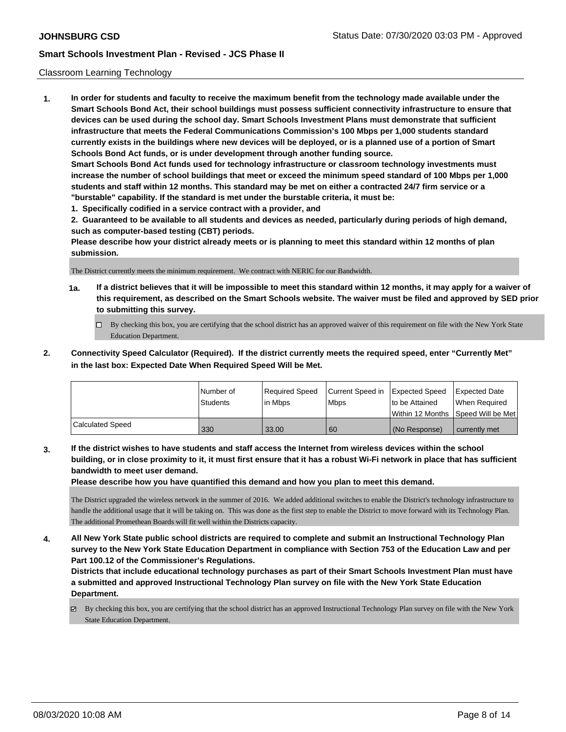Classroom Learning Technology

**1. In order for students and faculty to receive the maximum benefit from the technology made available under the Smart Schools Bond Act, their school buildings must possess sufficient connectivity infrastructure to ensure that devices can be used during the school day. Smart Schools Investment Plans must demonstrate that sufficient infrastructure that meets the Federal Communications Commission's 100 Mbps per 1,000 students standard currently exists in the buildings where new devices will be deployed, or is a planned use of a portion of Smart Schools Bond Act funds, or is under development through another funding source.**

**Smart Schools Bond Act funds used for technology infrastructure or classroom technology investments must increase the number of school buildings that meet or exceed the minimum speed standard of 100 Mbps per 1,000 students and staff within 12 months. This standard may be met on either a contracted 24/7 firm service or a "burstable" capability. If the standard is met under the burstable criteria, it must be:**

**1. Specifically codified in a service contract with a provider, and**

**2. Guaranteed to be available to all students and devices as needed, particularly during periods of high demand, such as computer-based testing (CBT) periods.**

**Please describe how your district already meets or is planning to meet this standard within 12 months of plan submission.**

The District currently meets the minimum requirement. We contract with NERIC for our Bandwidth.

**1a. If a district believes that it will be impossible to meet this standard within 12 months, it may apply for a waiver of this requirement, as described on the Smart Schools website. The waiver must be filed and approved by SED prior to submitting this survey.**

☐ By checking this box, you are certifying that the school district has an approved waiver of this requirement on file with the New York State Education Department.

**2. Connectivity Speed Calculator (Required). If the district currently meets the required speed, enter "Currently Met" in the last box: Expected Date When Required Speed Will be Met.**

| | Number of Students | Required Speed in Mbps | Current Speed in Mbps | Expected Speed to be Attained Within 12 Months | Expected Date When Required Speed Will be Met |
|---|---|---|---|---|---|
| Calculated Speed | 330 | 33.00 | 60 | (No Response) | currently met |

**3. If the district wishes to have students and staff access the Internet from wireless devices within the school building, or in close proximity to it, it must first ensure that it has a robust Wi-Fi network in place that has sufficient bandwidth to meet user demand.**

**Please describe how you have quantified this demand and how you plan to meet this demand.**

The District upgraded the wireless network in the summer of 2016. We added additional switches to enable the District's technology infrastructure to handle the additional usage that it will be taking on. This was done as the first step to enable the District to move forward with its Technology Plan. The additional Promethean Boards will fit well within the Districts capacity.

**4. All New York State public school districts are required to complete and submit an Instructional Technology Plan survey to the New York State Education Department in compliance with Section 753 of the Education Law and per Part 100.12 of the Commissioner's Regulations.**

**Districts that include educational technology purchases as part of their Smart Schools Investment Plan must have a submitted and approved Instructional Technology Plan survey on file with the New York State Education Department.**

☑ By checking this box, you are certifying that the school district has an approved Instructional Technology Plan survey on file with the New York State Education Department.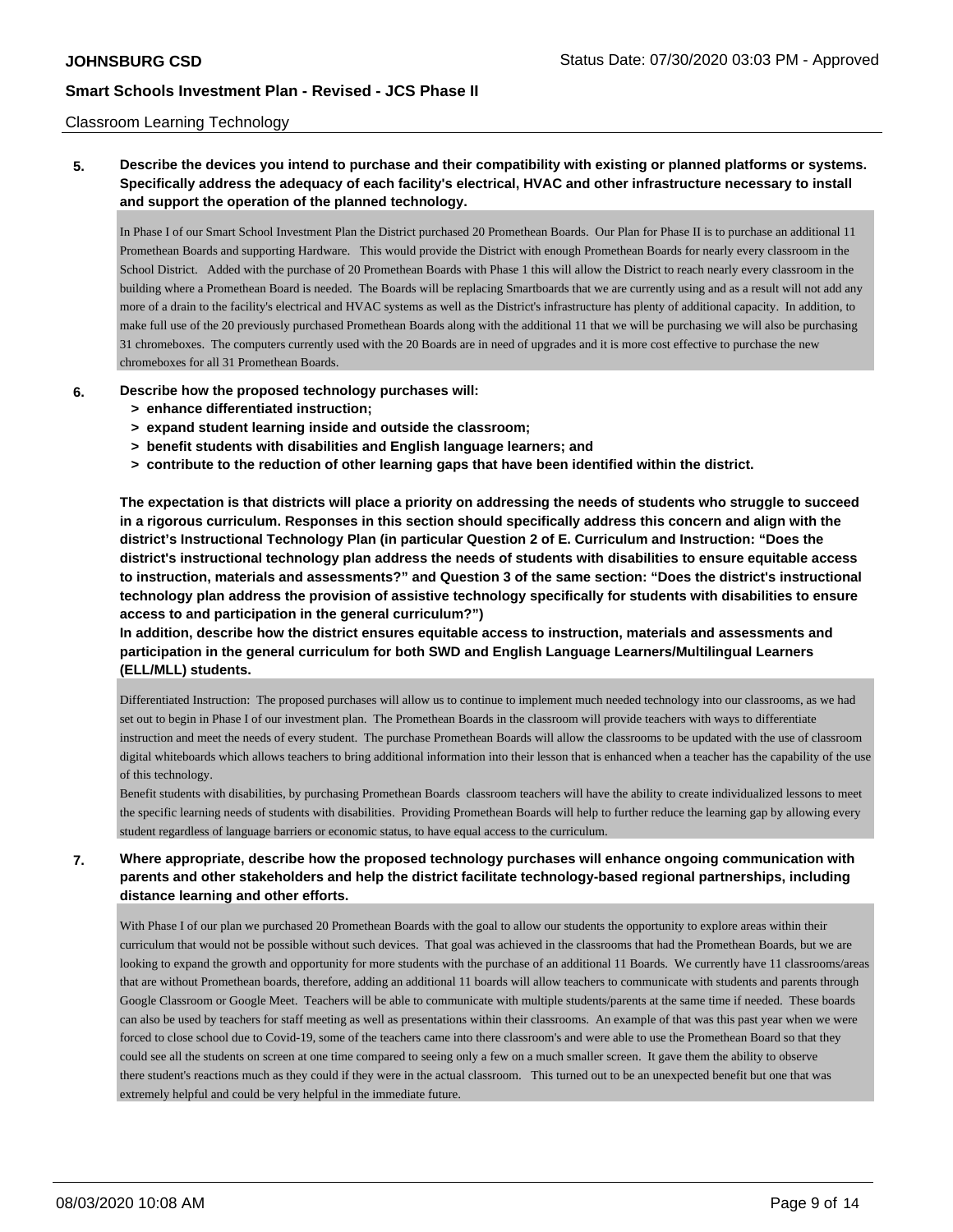Classroom Learning Technology

**5. Describe the devices you intend to purchase and their compatibility with existing or planned platforms or systems. Specifically address the adequacy of each facility's electrical, HVAC and other infrastructure necessary to install and support the operation of the planned technology.**

In Phase I of our Smart School Investment Plan the District purchased 20 Promethean Boards. Our Plan for Phase II is to purchase an additional 11 Promethean Boards and supporting Hardware. This would provide the District with enough Promethean Boards for nearly every classroom in the School District. Added with the purchase of 20 Promethean Boards with Phase 1 this will allow the District to reach nearly every classroom in the building where a Promethean Board is needed. The Boards will be replacing Smartboards that we are currently using and as a result will not add any more of a drain to the facility's electrical and HVAC systems as well as the District's infrastructure has plenty of additional capacity. In addition, to make full use of the 20 previously purchased Promethean Boards along with the additional 11 that we will be purchasing we will also be purchasing 31 chromeboxes. The computers currently used with the 20 Boards are in need of upgrades and it is more cost effective to purchase the new chromeboxes for all 31 Promethean Boards.

**6. Describe how the proposed technology purchases will:**
- **> enhance differentiated instruction;**
- **> expand student learning inside and outside the classroom;**
- **> benefit students with disabilities and English language learners; and**
- **> contribute to the reduction of other learning gaps that have been identified within the district.**

**The expectation is that districts will place a priority on addressing the needs of students who struggle to succeed in a rigorous curriculum. Responses in this section should specifically address this concern and align with the district's Instructional Technology Plan (in particular Question 2 of E. Curriculum and Instruction: "Does the district's instructional technology plan address the needs of students with disabilities to ensure equitable access to instruction, materials and assessments?" and Question 3 of the same section: "Does the district's instructional technology plan address the provision of assistive technology specifically for students with disabilities to ensure access to and participation in the general curriculum?")**

**In addition, describe how the district ensures equitable access to instruction, materials and assessments and participation in the general curriculum for both SWD and English Language Learners/Multilingual Learners (ELL/MLL) students.**

Differentiated Instruction: The proposed purchases will allow us to continue to implement much needed technology into our classrooms, as we had set out to begin in Phase I of our investment plan. The Promethean Boards in the classroom will provide teachers with ways to differentiate instruction and meet the needs of every student. The purchase Promethean Boards will allow the classrooms to be updated with the use of classroom digital whiteboards which allows teachers to bring additional information into their lesson that is enhanced when a teacher has the capability of the use of this technology.

Benefit students with disabilities, by purchasing Promethean Boards classroom teachers will have the ability to create individualized lessons to meet the specific learning needs of students with disabilities. Providing Promethean Boards will help to further reduce the learning gap by allowing every student regardless of language barriers or economic status, to have equal access to the curriculum.

**7. Where appropriate, describe how the proposed technology purchases will enhance ongoing communication with parents and other stakeholders and help the district facilitate technology-based regional partnerships, including distance learning and other efforts.**

With Phase I of our plan we purchased 20 Promethean Boards with the goal to allow our students the opportunity to explore areas within their curriculum that would not be possible without such devices. That goal was achieved in the classrooms that had the Promethean Boards, but we are looking to expand the growth and opportunity for more students with the purchase of an additional 11 Boards. We currently have 11 classrooms/areas that are without Promethean boards, therefore, adding an additional 11 boards will allow teachers to communicate with students and parents through Google Classroom or Google Meet. Teachers will be able to communicate with multiple students/parents at the same time if needed. These boards can also be used by teachers for staff meeting as well as presentations within their classrooms. An example of that was this past year when we were forced to close school due to Covid-19, some of the teachers came into there classroom's and were able to use the Promethean Board so that they could see all the students on screen at one time compared to seeing only a few on a much smaller screen. It gave them the ability to observe there student's reactions much as they could if they were in the actual classroom. This turned out to be an unexpected benefit but one that was extremely helpful and could be very helpful in the immediate future.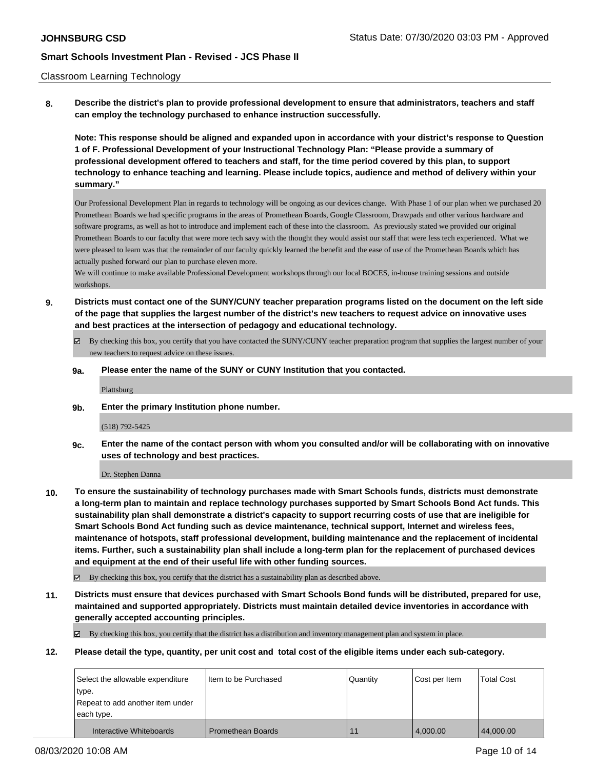Classroom Learning Technology

**8. Describe the district's plan to provide professional development to ensure that administrators, teachers and staff can employ the technology purchased to enhance instruction successfully.**

**Note: This response should be aligned and expanded upon in accordance with your district's response to Question 1 of F. Professional Development of your Instructional Technology Plan: "Please provide a summary of professional development offered to teachers and staff, for the time period covered by this plan, to support technology to enhance teaching and learning. Please include topics, audience and method of delivery within your summary."**

Our Professional Development Plan in regards to technology will be ongoing as our devices change. With Phase 1 of our plan when we purchased 20 Promethean Boards we had specific programs in the areas of Promethean Boards, Google Classroom, Drawpads and other various hardware and software programs, as well as hot to introduce and implement each of these into the classroom. As previously stated we provided our original Promethean Boards to our faculty that were more tech savy with the thought they would assist our staff that were less tech experienced. What we were pleased to learn was that the remainder of our faculty quickly learned the benefit and the ease of use of the Promethean Boards which has actually pushed forward our plan to purchase eleven more.

We will continue to make available Professional Development workshops through our local BOCES, in-house training sessions and outside workshops.

**9. Districts must contact one of the SUNY/CUNY teacher preparation programs listed on the document on the left side of the page that supplies the largest number of the district's new teachers to request advice on innovative uses and best practices at the intersection of pedagogy and educational technology.**

☑ By checking this box, you certify that you have contacted the SUNY/CUNY teacher preparation program that supplies the largest number of your new teachers to request advice on these issues.

**9a. Please enter the name of the SUNY or CUNY Institution that you contacted.**

Plattsburg

**9b. Enter the primary Institution phone number.**

(518) 792-5425

**9c. Enter the name of the contact person with whom you consulted and/or will be collaborating with on innovative uses of technology and best practices.**

Dr. Stephen Danna

**10. To ensure the sustainability of technology purchases made with Smart Schools funds, districts must demonstrate a long-term plan to maintain and replace technology purchases supported by Smart Schools Bond Act funds. This sustainability plan shall demonstrate a district's capacity to support recurring costs of use that are ineligible for Smart Schools Bond Act funding such as device maintenance, technical support, Internet and wireless fees, maintenance of hotspots, staff professional development, building maintenance and the replacement of incidental items. Further, such a sustainability plan shall include a long-term plan for the replacement of purchased devices and equipment at the end of their useful life with other funding sources.**

☑ By checking this box, you certify that the district has a sustainability plan as described above.

**11. Districts must ensure that devices purchased with Smart Schools Bond funds will be distributed, prepared for use, maintained and supported appropriately. Districts must maintain detailed device inventories in accordance with generally accepted accounting principles.**

☑ By checking this box, you certify that the district has a distribution and inventory management plan and system in place.

**12. Please detail the type, quantity, per unit cost and total cost of the eligible items under each sub-category.**

| Select the allowable expenditure type. Repeat to add another item under each type. | Item to be Purchased | Quantity | Cost per Item | Total Cost |
|---|---|---|---|---|
| Interactive Whiteboards | Promethean Boards | 11 | 4,000.00 | 44,000.00 |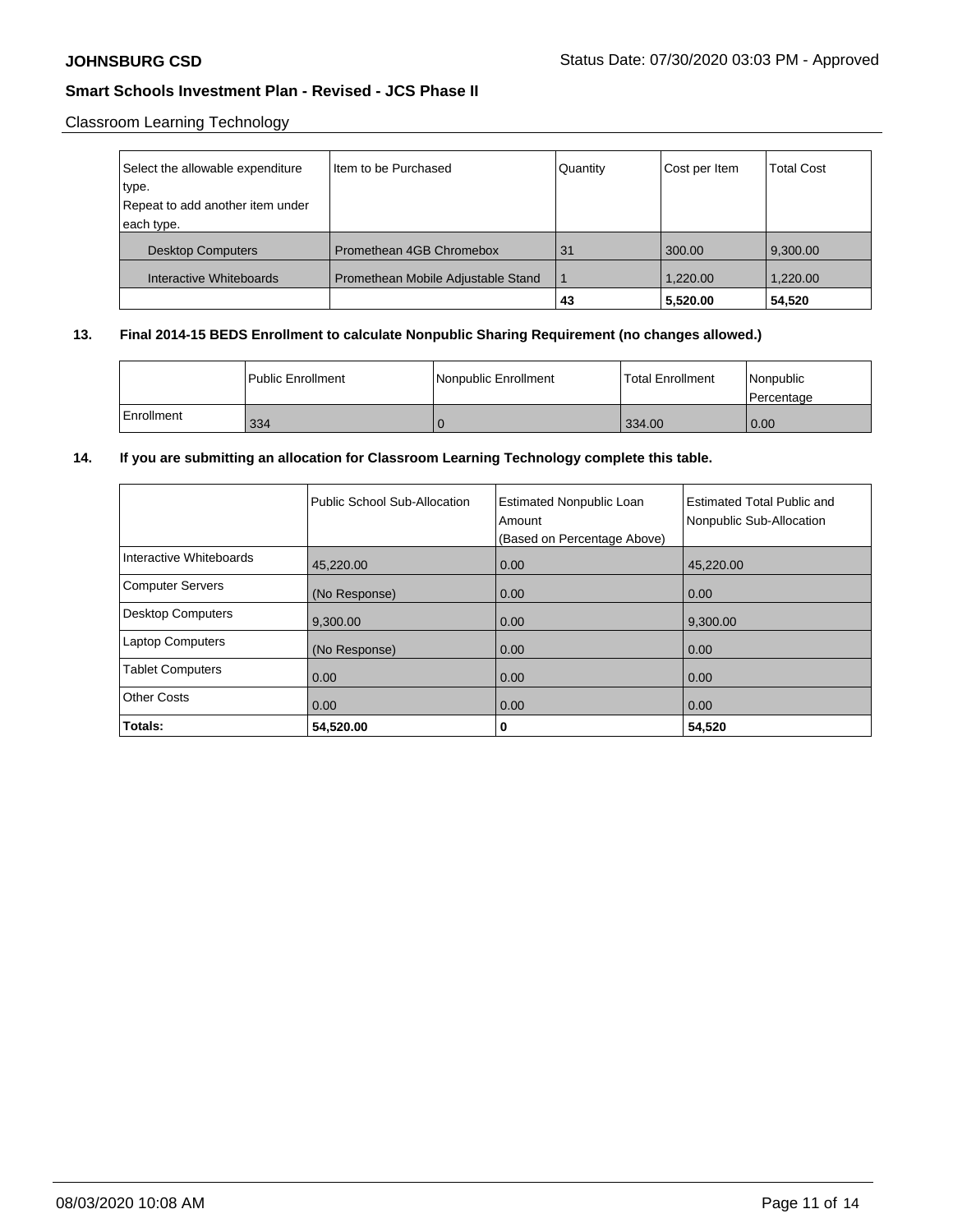Classroom Learning Technology

| Select the allowable expenditure type. Repeat to add another item under each type. | Item to be Purchased | Quantity | Cost per Item | Total Cost |
|---|---|---|---|---|
| Desktop Computers | Promethean 4GB Chromebox | 31 | 300.00 | 9,300.00 |
| Interactive Whiteboards | Promethean Mobile Adjustable Stand | 1 | 1,220.00 | 1,220.00 |
| | | **43** | **5,520.00** | **54,520** |

**13. Final 2014-15 BEDS Enrollment to calculate Nonpublic Sharing Requirement (no changes allowed.)**

| | Public Enrollment | Nonpublic Enrollment | Total Enrollment | Nonpublic Percentage |
|---|---|---|---|---|
| Enrollment | 334 | 0 | 334.00 | 0.00 |

**14. If you are submitting an allocation for Classroom Learning Technology complete this table.**

| | Public School Sub-Allocation | Estimated Nonpublic Loan Amount (Based on Percentage Above) | Estimated Total Public and Nonpublic Sub-Allocation |
|---|---|---|---|
| Interactive Whiteboards | 45,220.00 | 0.00 | 45,220.00 |
| Computer Servers | (No Response) | 0.00 | 0.00 |
| Desktop Computers | 9,300.00 | 0.00 | 9,300.00 |
| Laptop Computers | (No Response) | 0.00 | 0.00 |
| Tablet Computers | 0.00 | 0.00 | 0.00 |
| Other Costs | 0.00 | 0.00 | 0.00 |
| **Totals:** | **54,520.00** | **0** | **54,520** |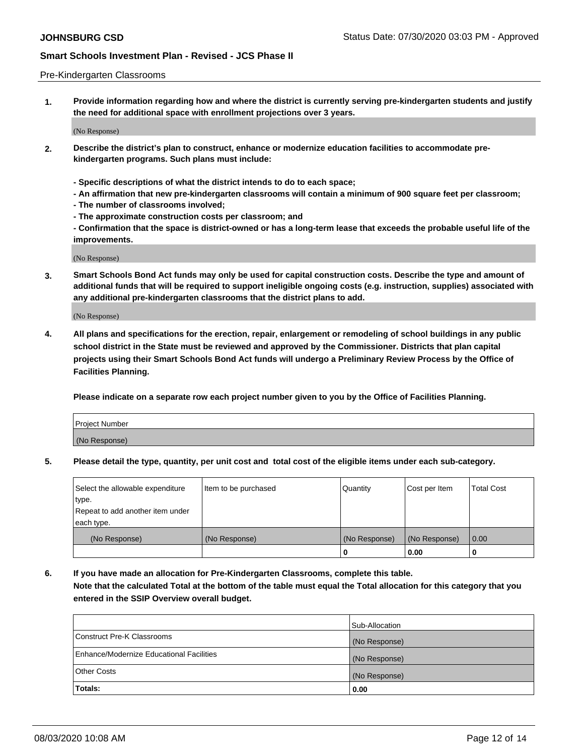Pre-Kindergarten Classrooms

**1. Provide information regarding how and where the district is currently serving pre-kindergarten students and justify the need for additional space with enrollment projections over 3 years.**

(No Response)

**2. Describe the district's plan to construct, enhance or modernize education facilities to accommodate pre-kindergarten programs. Such plans must include:**

**- Specific descriptions of what the district intends to do to each space;**
**- An affirmation that new pre-kindergarten classrooms will contain a minimum of 900 square feet per classroom;**
**- The number of classrooms involved;**
**- The approximate construction costs per classroom; and**
**- Confirmation that the space is district-owned or has a long-term lease that exceeds the probable useful life of the improvements.**

(No Response)

**3. Smart Schools Bond Act funds may only be used for capital construction costs. Describe the type and amount of additional funds that will be required to support ineligible ongoing costs (e.g. instruction, supplies) associated with any additional pre-kindergarten classrooms that the district plans to add.**

(No Response)

**4. All plans and specifications for the erection, repair, enlargement or remodeling of school buildings in any public school district in the State must be reviewed and approved by the Commissioner. Districts that plan capital projects using their Smart Schools Bond Act funds will undergo a Preliminary Review Process by the Office of Facilities Planning.**

**Please indicate on a separate row each project number given to you by the Office of Facilities Planning.**

| Project Number |
|---|
| (No Response) |

**5. Please detail the type, quantity, per unit cost and total cost of the eligible items under each sub-category.**

| Select the allowable expenditure type. Repeat to add another item under each type. | Item to be purchased | Quantity | Cost per Item | Total Cost |
|---|---|---|---|---|
| (No Response) | (No Response) | (No Response) | (No Response) | 0.00 |
| | | 0 | 0.00 | 0 |

**6. If you have made an allocation for Pre-Kindergarten Classrooms, complete this table.**
**Note that the calculated Total at the bottom of the table must equal the Total allocation for this category that you entered in the SSIP Overview overall budget.**

| | Sub-Allocation |
|---|---|
| Construct Pre-K Classrooms | (No Response) |
| Enhance/Modernize Educational Facilities | (No Response) |
| Other Costs | (No Response) |
| **Totals:** | **0.00** |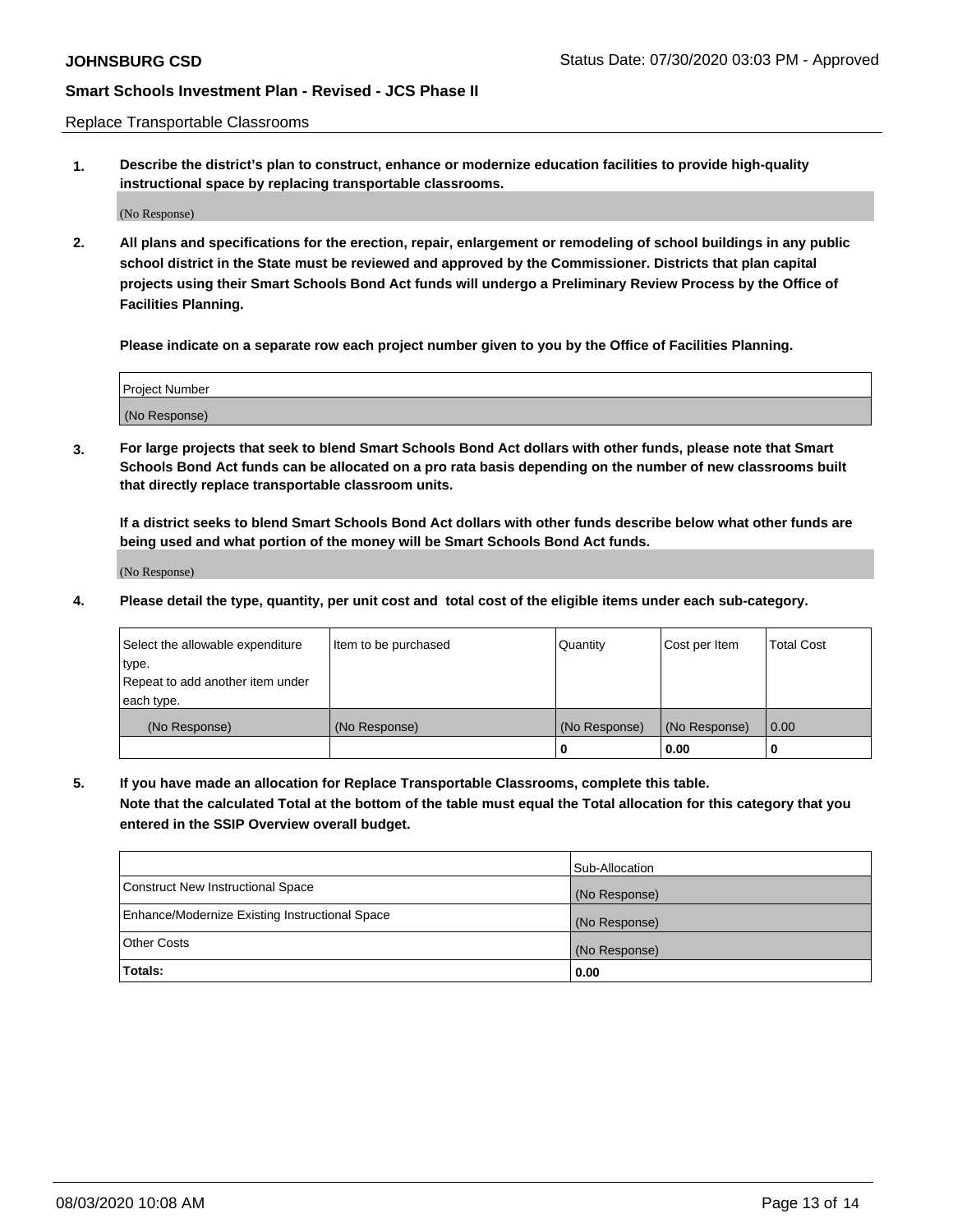Replace Transportable Classrooms

**1. Describe the district's plan to construct, enhance or modernize education facilities to provide high-quality instructional space by replacing transportable classrooms.**

(No Response)

**2. All plans and specifications for the erection, repair, enlargement or remodeling of school buildings in any public school district in the State must be reviewed and approved by the Commissioner. Districts that plan capital projects using their Smart Schools Bond Act funds will undergo a Preliminary Review Process by the Office of Facilities Planning.**

**Please indicate on a separate row each project number given to you by the Office of Facilities Planning.**

| Project Number |
|---|
| (No Response) |

**3. For large projects that seek to blend Smart Schools Bond Act dollars with other funds, please note that Smart Schools Bond Act funds can be allocated on a pro rata basis depending on the number of new classrooms built that directly replace transportable classroom units.**

**If a district seeks to blend Smart Schools Bond Act dollars with other funds describe below what other funds are being used and what portion of the money will be Smart Schools Bond Act funds.**

(No Response)

**4. Please detail the type, quantity, per unit cost and total cost of the eligible items under each sub-category.**

| Select the allowable expenditure type. Repeat to add another item under each type. | Item to be purchased | Quantity | Cost per Item | Total Cost |
|---|---|---|---|---|
| (No Response) | (No Response) | (No Response) | (No Response) | 0.00 |
| | | **0** | **0.00** | **0** |

**5. If you have made an allocation for Replace Transportable Classrooms, complete this table. Note that the calculated Total at the bottom of the table must equal the Total allocation for this category that you entered in the SSIP Overview overall budget.**

| | Sub-Allocation |
|---|---|
| Construct New Instructional Space | (No Response) |
| Enhance/Modernize Existing Instructional Space | (No Response) |
| Other Costs | (No Response) |
| **Totals:** | **0.00** |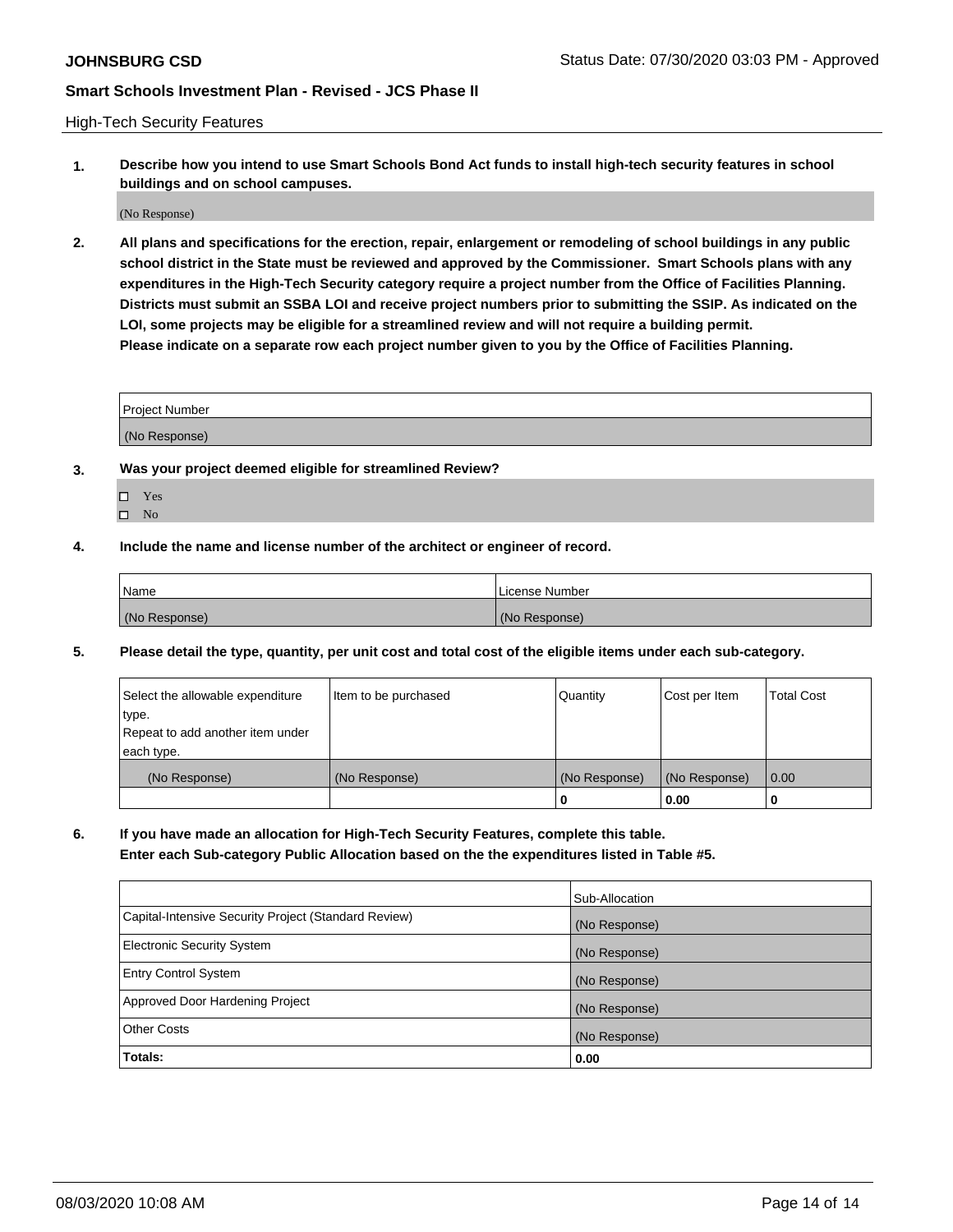High-Tech Security Features

**1. Describe how you intend to use Smart Schools Bond Act funds to install high-tech security features in school buildings and on school campuses.**

(No Response)

**2. All plans and specifications for the erection, repair, enlargement or remodeling of school buildings in any public school district in the State must be reviewed and approved by the Commissioner. Smart Schools plans with any expenditures in the High-Tech Security category require a project number from the Office of Facilities Planning. Districts must submit an SSBA LOI and receive project numbers prior to submitting the SSIP. As indicated on the LOI, some projects may be eligible for a streamlined review and will not require a building permit. Please indicate on a separate row each project number given to you by the Office of Facilities Planning.**

| Project Number |
|---|
| (No Response) |

**3. Was your project deemed eligible for streamlined Review?**

- ☐ Yes
- ☐ No

**4. Include the name and license number of the architect or engineer of record.**

| Name | License Number |
|---|---|
| (No Response) | (No Response) |

**5. Please detail the type, quantity, per unit cost and total cost of the eligible items under each sub-category.**

| Select the allowable expenditure type. Repeat to add another item under each type. | Item to be purchased | Quantity | Cost per Item | Total Cost |
|---|---|---|---|---|
| (No Response) | (No Response) | (No Response) | (No Response) | 0.00 |
| | | 0 | 0.00 | 0 |

**6. If you have made an allocation for High-Tech Security Features, complete this table. Enter each Sub-category Public Allocation based on the the expenditures listed in Table #5.**

| | Sub-Allocation |
|---|---|
| Capital-Intensive Security Project (Standard Review) | (No Response) |
| Electronic Security System | (No Response) |
| Entry Control System | (No Response) |
| Approved Door Hardening Project | (No Response) |
| Other Costs | (No Response) |
| **Totals:** | **0.00** |